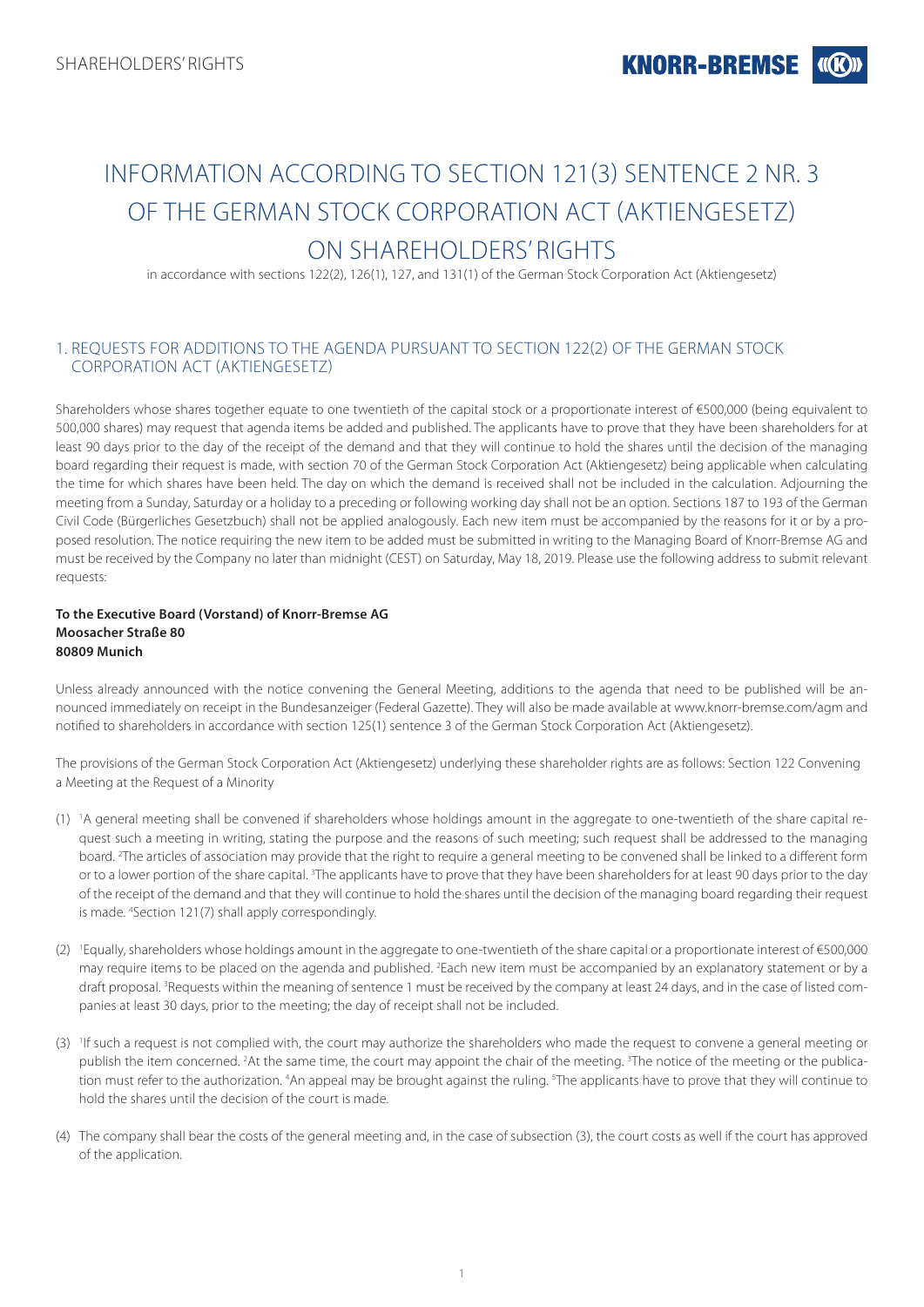# INFORMATION ACCORDING TO SECTION 121(3) SENTENCE 2 NR. 3 OF THE GERMAN STOCK CORPORATION ACT (AKTIENGESETZ) ON SHAREHOLDERS' RIGHTS

in accordance with sections 122(2), 126(1), 127, and 131(1) of the German Stock Corporation Act (Aktiengesetz)

## 1. REQUESTS FOR ADDITIONS TO THE AGENDA PURSUANT TO SECTION 122(2) OF THE GERMAN STOCK CORPORATION ACT (AKTIENGESETZ)

Shareholders whose shares together equate to one twentieth of the capital stock or a proportionate interest of €500,000 (being equivalent to 500,000 shares) may request that agenda items be added and published. The applicants have to prove that they have been shareholders for at least 90 days prior to the day of the receipt of the demand and that they will continue to hold the shares until the decision of the managing board regarding their request is made, with section 70 of the German Stock Corporation Act (Aktiengesetz) being applicable when calculating the time for which shares have been held. The day on which the demand is received shall not be included in the calculation. Adjourning the meeting from a Sunday, Saturday or a holiday to a preceding or following working day shall not be an option. Sections 187 to 193 of the German Civil Code (Bürgerliches Gesetzbuch) shall not be applied analogously. Each new item must be accompanied by the reasons for it or by a proposed resolution. The notice requiring the new item to be added must be submitted in writing to the Managing Board of Knorr-Bremse AG and must be received by the Company no later than midnight (CEST) on Saturday, May 18, 2019. Please use the following address to submit relevant requests:

**To the Executive Board (Vorstand) of Knorr-Bremse AG**
**Moosacher Straße 80**
**80809 Munich**

Unless already announced with the notice convening the General Meeting, additions to the agenda that need to be published will be announced immediately on receipt in the Bundesanzeiger (Federal Gazette). They will also be made available at www.knorr-bremse.com/agm and notified to shareholders in accordance with section 125(1) sentence 3 of the German Stock Corporation Act (Aktiengesetz).

The provisions of the German Stock Corporation Act (Aktiengesetz) underlying these shareholder rights are as follows: Section 122 Convening a Meeting at the Request of a Minority

(1) [1]A general meeting shall be convened if shareholders whose holdings amount in the aggregate to one-twentieth of the share capital request such a meeting in writing, stating the purpose and the reasons of such meeting; such request shall be addressed to the managing board. [2]The articles of association may provide that the right to require a general meeting to be convened shall be linked to a different form or to a lower portion of the share capital. [3]The applicants have to prove that they have been shareholders for at least 90 days prior to the day of the receipt of the demand and that they will continue to hold the shares until the decision of the managing board regarding their request is made. [4]Section 121(7) shall apply correspondingly.

(2) [1]Equally, shareholders whose holdings amount in the aggregate to one-twentieth of the share capital or a proportionate interest of €500,000 may require items to be placed on the agenda and published. [2]Each new item must be accompanied by an explanatory statement or by a draft proposal. [3]Requests within the meaning of sentence 1 must be received by the company at least 24 days, and in the case of listed companies at least 30 days, prior to the meeting; the day of receipt shall not be included.

(3) [1]If such a request is not complied with, the court may authorize the shareholders who made the request to convene a general meeting or publish the item concerned. [2]At the same time, the court may appoint the chair of the meeting. [3]The notice of the meeting or the publication must refer to the authorization. [4]An appeal may be brought against the ruling. [5]The applicants have to prove that they will continue to hold the shares until the decision of the court is made.

(4) The company shall bear the costs of the general meeting and, in the case of subsection (3), the court costs as well if the court has approved of the application.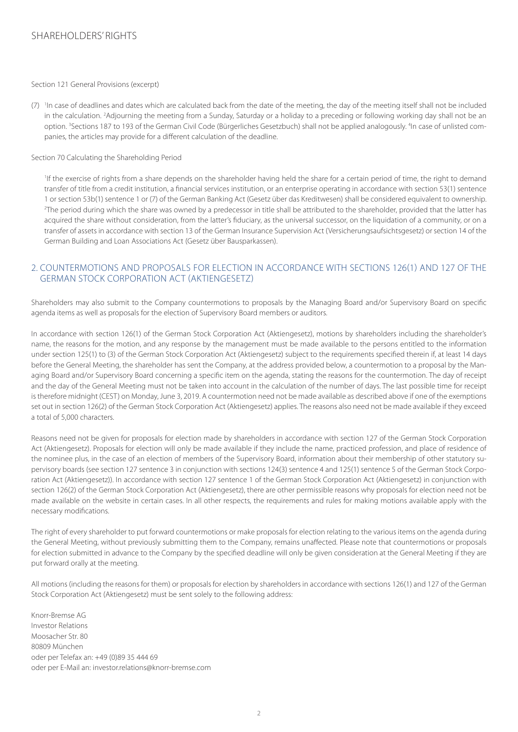Section 121 General Provisions (excerpt)

(7) [1]In case of deadlines and dates which are calculated back from the date of the meeting, the day of the meeting itself shall not be included in the calculation. [2]Adjourning the meeting from a Sunday, Saturday or a holiday to a preceding or following working day shall not be an option. [3]Sections 187 to 193 of the German Civil Code (Bürgerliches Gesetzbuch) shall not be applied analogously. [4]In case of unlisted companies, the articles may provide for a different calculation of the deadline.

Section 70 Calculating the Shareholding Period

[1]If the exercise of rights from a share depends on the shareholder having held the share for a certain period of time, the right to demand transfer of title from a credit institution, a financial services institution, or an enterprise operating in accordance with section 53(1) sentence 1 or section 53b(1) sentence 1 or (7) of the German Banking Act (Gesetz über das Kreditwesen) shall be considered equivalent to ownership. [2]The period during which the share was owned by a predecessor in title shall be attributed to the shareholder, provided that the latter has acquired the share without consideration, from the latter's fiduciary, as the universal successor, on the liquidation of a community, or on a transfer of assets in accordance with section 13 of the German Insurance Supervision Act (Versicherungsaufsichtsgesetz) or section 14 of the German Building and Loan Associations Act (Gesetz über Bausparkassen).

## 2. COUNTERMOTIONS AND PROPOSALS FOR ELECTION IN ACCORDANCE WITH SECTIONS 126(1) AND 127 OF THE GERMAN STOCK CORPORATION ACT (AKTIENGESETZ)

Shareholders may also submit to the Company countermotions to proposals by the Managing Board and/or Supervisory Board on specific agenda items as well as proposals for the election of Supervisory Board members or auditors.

In accordance with section 126(1) of the German Stock Corporation Act (Aktiengesetz), motions by shareholders including the shareholder's name, the reasons for the motion, and any response by the management must be made available to the persons entitled to the information under section 125(1) to (3) of the German Stock Corporation Act (Aktiengesetz) subject to the requirements specified therein if, at least 14 days before the General Meeting, the shareholder has sent the Company, at the address provided below, a countermotion to a proposal by the Managing Board and/or Supervisory Board concerning a specific item on the agenda, stating the reasons for the countermotion. The day of receipt and the day of the General Meeting must not be taken into account in the calculation of the number of days. The last possible time for receipt is therefore midnight (CEST) on Monday, June 3, 2019. A countermotion need not be made available as described above if one of the exemptions set out in section 126(2) of the German Stock Corporation Act (Aktiengesetz) applies. The reasons also need not be made available if they exceed a total of 5,000 characters.

Reasons need not be given for proposals for election made by shareholders in accordance with section 127 of the German Stock Corporation Act (Aktiengesetz). Proposals for election will only be made available if they include the name, practiced profession, and place of residence of the nominee plus, in the case of an election of members of the Supervisory Board, information about their membership of other statutory supervisory boards (see section 127 sentence 3 in conjunction with sections 124(3) sentence 4 and 125(1) sentence 5 of the German Stock Corporation Act (Aktiengesetz)). In accordance with section 127 sentence 1 of the German Stock Corporation Act (Aktiengesetz) in conjunction with section 126(2) of the German Stock Corporation Act (Aktiengesetz), there are other permissible reasons why proposals for election need not be made available on the website in certain cases. In all other respects, the requirements and rules for making motions available apply with the necessary modifications.

The right of every shareholder to put forward countermotions or make proposals for election relating to the various items on the agenda during the General Meeting, without previously submitting them to the Company, remains unaffected. Please note that countermotions or proposals for election submitted in advance to the Company by the specified deadline will only be given consideration at the General Meeting if they are put forward orally at the meeting.

All motions (including the reasons for them) or proposals for election by shareholders in accordance with sections 126(1) and 127 of the German Stock Corporation Act (Aktiengesetz) must be sent solely to the following address:

Knorr-Bremse AG
Investor Relations
Moosacher Str. 80
80809 München
oder per Telefax an: +49 (0)89 35 444 69
oder per E-Mail an: investor.relations@knorr-bremse.com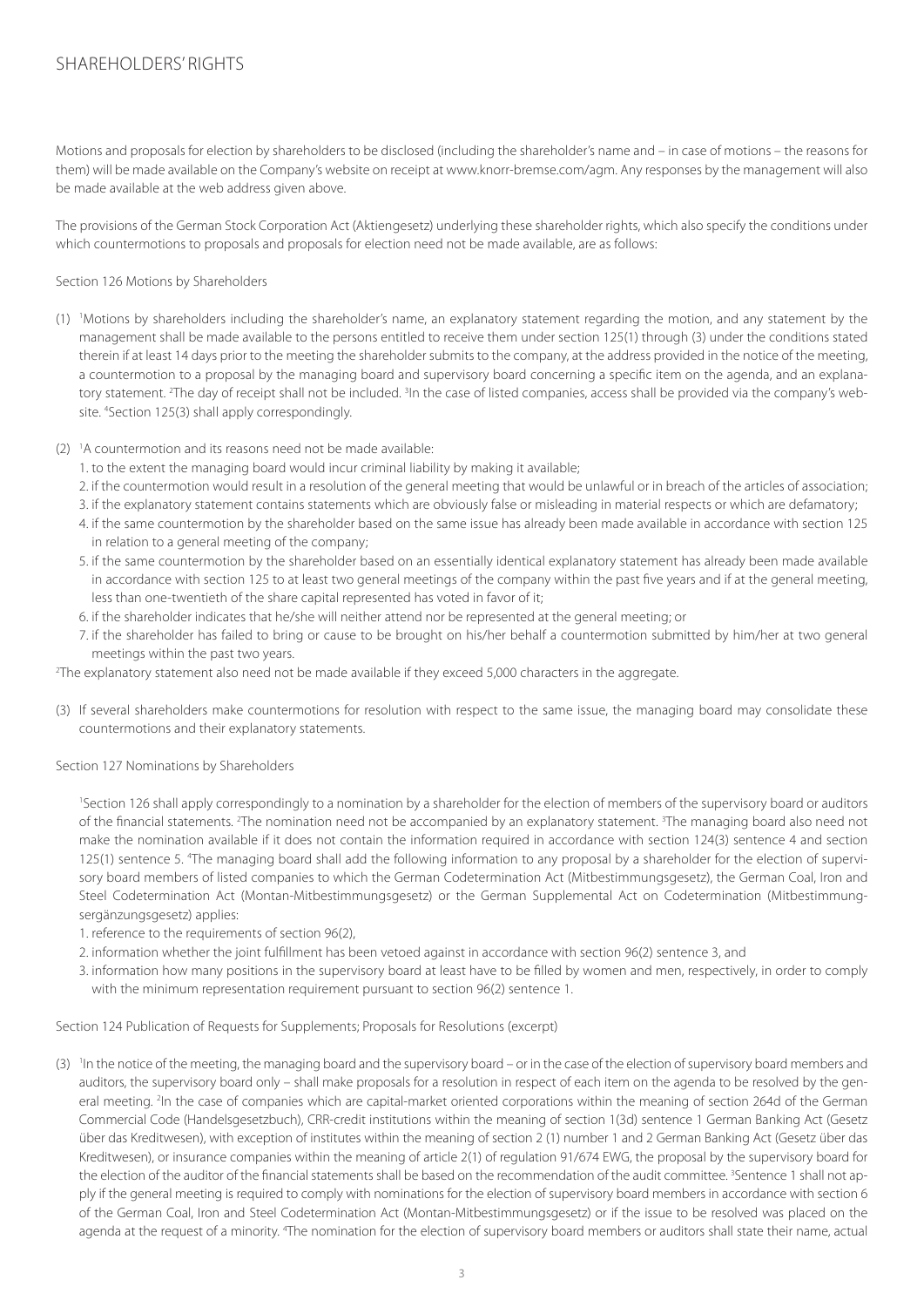## SHAREHOLDERS' RIGHTS

Motions and proposals for election by shareholders to be disclosed (including the shareholder's name and – in case of motions – the reasons for them) will be made available on the Company's website on receipt at www.knorr-bremse.com/agm. Any responses by the management will also be made available at the web address given above.

The provisions of the German Stock Corporation Act (Aktiengesetz) underlying these shareholder rights, which also specify the conditions under which countermotions to proposals and proposals for election need not be made available, are as follows:

Section 126 Motions by Shareholders

(1) [1]Motions by shareholders including the shareholder's name, an explanatory statement regarding the motion, and any statement by the management shall be made available to the persons entitled to receive them under section 125(1) through (3) under the conditions stated therein if at least 14 days prior to the meeting the shareholder submits to the company, at the address provided in the notice of the meeting, a countermotion to a proposal by the managing board and supervisory board concerning a specific item on the agenda, and an explanatory statement. [2]The day of receipt shall not be included. [3]In the case of listed companies, access shall be provided via the company's website. [4]Section 125(3) shall apply correspondingly.

(2) [1]A countermotion and its reasons need not be made available:

1. to the extent the managing board would incur criminal liability by making it available;
2. if the countermotion would result in a resolution of the general meeting that would be unlawful or in breach of the articles of association;
3. if the explanatory statement contains statements which are obviously false or misleading in material respects or which are defamatory;
4. if the same countermotion by the shareholder based on the same issue has already been made available in accordance with section 125 in relation to a general meeting of the company;
5. if the same countermotion by the shareholder based on an essentially identical explanatory statement has already been made available in accordance with section 125 to at least two general meetings of the company within the past five years and if at the general meeting, less than one-twentieth of the share capital represented has voted in favor of it;
6. if the shareholder indicates that he/she will neither attend nor be represented at the general meeting; or
7. if the shareholder has failed to bring or cause to be brought on his/her behalf a countermotion submitted by him/her at two general meetings within the past two years.

[2]The explanatory statement also need not be made available if they exceed 5,000 characters in the aggregate.

(3) If several shareholders make countermotions for resolution with respect to the same issue, the managing board may consolidate these countermotions and their explanatory statements.

Section 127 Nominations by Shareholders

[1]Section 126 shall apply correspondingly to a nomination by a shareholder for the election of members of the supervisory board or auditors of the financial statements. [2]The nomination need not be accompanied by an explanatory statement. [3]The managing board also need not make the nomination available if it does not contain the information required in accordance with section 124(3) sentence 4 and section 125(1) sentence 5. [4]The managing board shall add the following information to any proposal by a shareholder for the election of supervisory board members of listed companies to which the German Codetermination Act (Mitbestimmungsgesetz), the German Coal, Iron and Steel Codetermination Act (Montan-Mitbestimmungsgesetz) or the German Supplemental Act on Codetermination (Mitbestimmungsergänzungsgesetz) applies:

1. reference to the requirements of section 96(2),
2. information whether the joint fulfillment has been vetoed against in accordance with section 96(2) sentence 3, and
3. information how many positions in the supervisory board at least have to be filled by women and men, respectively, in order to comply with the minimum representation requirement pursuant to section 96(2) sentence 1.

Section 124 Publication of Requests for Supplements; Proposals for Resolutions (excerpt)

(3) [1]In the notice of the meeting, the managing board and the supervisory board – or in the case of the election of supervisory board members and auditors, the supervisory board only – shall make proposals for a resolution in respect of each item on the agenda to be resolved by the general meeting. [2]In the case of companies which are capital-market oriented corporations within the meaning of section 264d of the German Commercial Code (Handelsgesetzbuch), CRR-credit institutions within the meaning of section 1(3d) sentence 1 German Banking Act (Gesetz über das Kreditwesen), with exception of institutes within the meaning of section 2 (1) number 1 and 2 German Banking Act (Gesetz über das Kreditwesen), or insurance companies within the meaning of article 2(1) of regulation 91/674 EWG, the proposal by the supervisory board for the election of the auditor of the financial statements shall be based on the recommendation of the audit committee. [3]Sentence 1 shall not apply if the general meeting is required to comply with nominations for the election of supervisory board members in accordance with section 6 of the German Coal, Iron and Steel Codetermination Act (Montan-Mitbestimmungsgesetz) or if the issue to be resolved was placed on the agenda at the request of a minority. [4]The nomination for the election of supervisory board members or auditors shall state their name, actual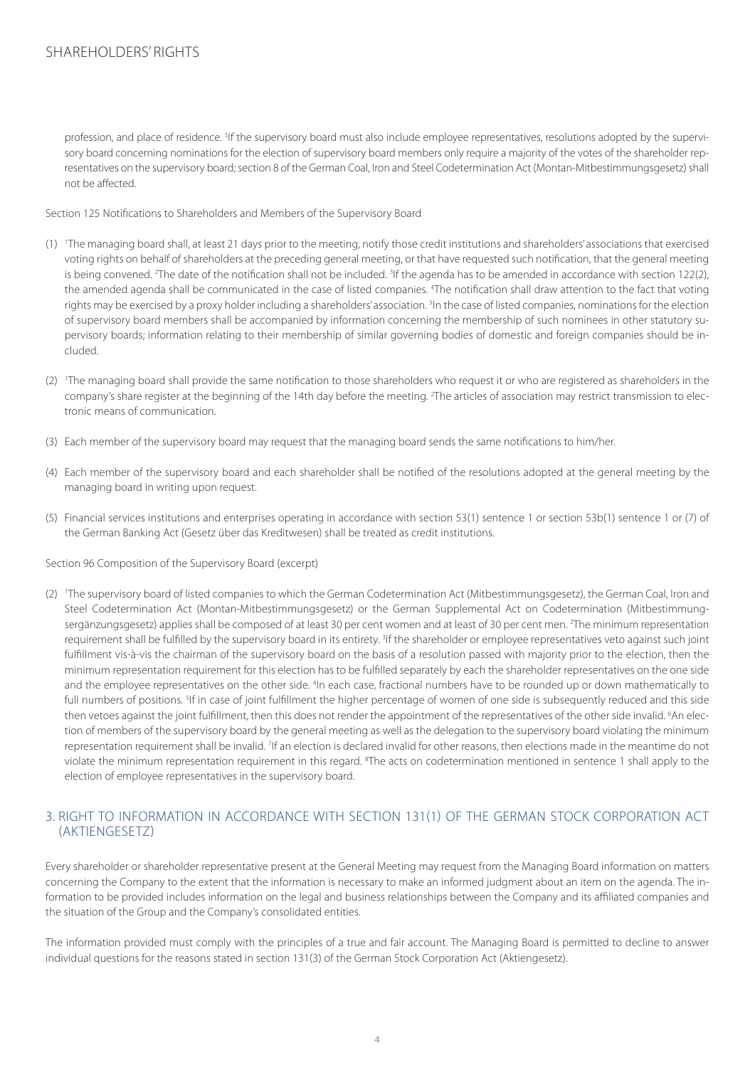profession, and place of residence. [5]If the supervisory board must also include employee representatives, resolutions adopted by the supervisory board concerning nominations for the election of supervisory board members only require a majority of the votes of the shareholder representatives on the supervisory board; section 8 of the German Coal, Iron and Steel Codetermination Act (Montan-Mitbestimmungsgesetz) shall not be affected.

Section 125 Notifications to Shareholders and Members of the Supervisory Board

(1) [1]The managing board shall, at least 21 days prior to the meeting, notify those credit institutions and shareholders' associations that exercised voting rights on behalf of shareholders at the preceding general meeting, or that have requested such notification, that the general meeting is being convened. [2]The date of the notification shall not be included. [3]If the agenda has to be amended in accordance with section 122(2), the amended agenda shall be communicated in the case of listed companies. [4]The notification shall draw attention to the fact that voting rights may be exercised by a proxy holder including a shareholders' association. [5]In the case of listed companies, nominations for the election of supervisory board members shall be accompanied by information concerning the membership of such nominees in other statutory supervisory boards; information relating to their membership of similar governing bodies of domestic and foreign companies should be included.

(2) [1]The managing board shall provide the same notification to those shareholders who request it or who are registered as shareholders in the company's share register at the beginning of the 14th day before the meeting. [2]The articles of association may restrict transmission to electronic means of communication.

(3) Each member of the supervisory board may request that the managing board sends the same notifications to him/her.

(4) Each member of the supervisory board and each shareholder shall be notified of the resolutions adopted at the general meeting by the managing board in writing upon request.

(5) Financial services institutions and enterprises operating in accordance with section 53(1) sentence 1 or section 53b(1) sentence 1 or (7) of the German Banking Act (Gesetz über das Kreditwesen) shall be treated as credit institutions.

Section 96 Composition of the Supervisory Board (excerpt)

(2) [1]The supervisory board of listed companies to which the German Codetermination Act (Mitbestimmungsgesetz), the German Coal, Iron and Steel Codetermination Act (Montan-Mitbestimmungsgesetz) or the German Supplemental Act on Codetermination (Mitbestimmungsergänzungsgesetz) applies shall be composed of at least 30 per cent women and at least of 30 per cent men. [2]The minimum representation requirement shall be fulfilled by the supervisory board in its entirety. [3]If the shareholder or employee representatives veto against such joint fulfillment vis-à-vis the chairman of the supervisory board on the basis of a resolution passed with majority prior to the election, then the minimum representation requirement for this election has to be fulfilled separately by each the shareholder representatives on the one side and the employee representatives on the other side. [4]In each case, fractional numbers have to be rounded up or down mathematically to full numbers of positions. [5]If in case of joint fulfillment the higher percentage of women of one side is subsequently reduced and this side then vetoes against the joint fulfillment, then this does not render the appointment of the representatives of the other side invalid. [6]An election of members of the supervisory board by the general meeting as well as the delegation to the supervisory board violating the minimum representation requirement shall be invalid. [7]If an election is declared invalid for other reasons, then elections made in the meantime do not violate the minimum representation requirement in this regard. [8]The acts on codetermination mentioned in sentence 1 shall apply to the election of employee representatives in the supervisory board.

## 3. RIGHT TO INFORMATION IN ACCORDANCE WITH SECTION 131(1) OF THE GERMAN STOCK CORPORATION ACT (AKTIENGESETZ)

Every shareholder or shareholder representative present at the General Meeting may request from the Managing Board information on matters concerning the Company to the extent that the information is necessary to make an informed judgment about an item on the agenda. The information to be provided includes information on the legal and business relationships between the Company and its affiliated companies and the situation of the Group and the Company's consolidated entities.

The information provided must comply with the principles of a true and fair account. The Managing Board is permitted to decline to answer individual questions for the reasons stated in section 131(3) of the German Stock Corporation Act (Aktiengesetz).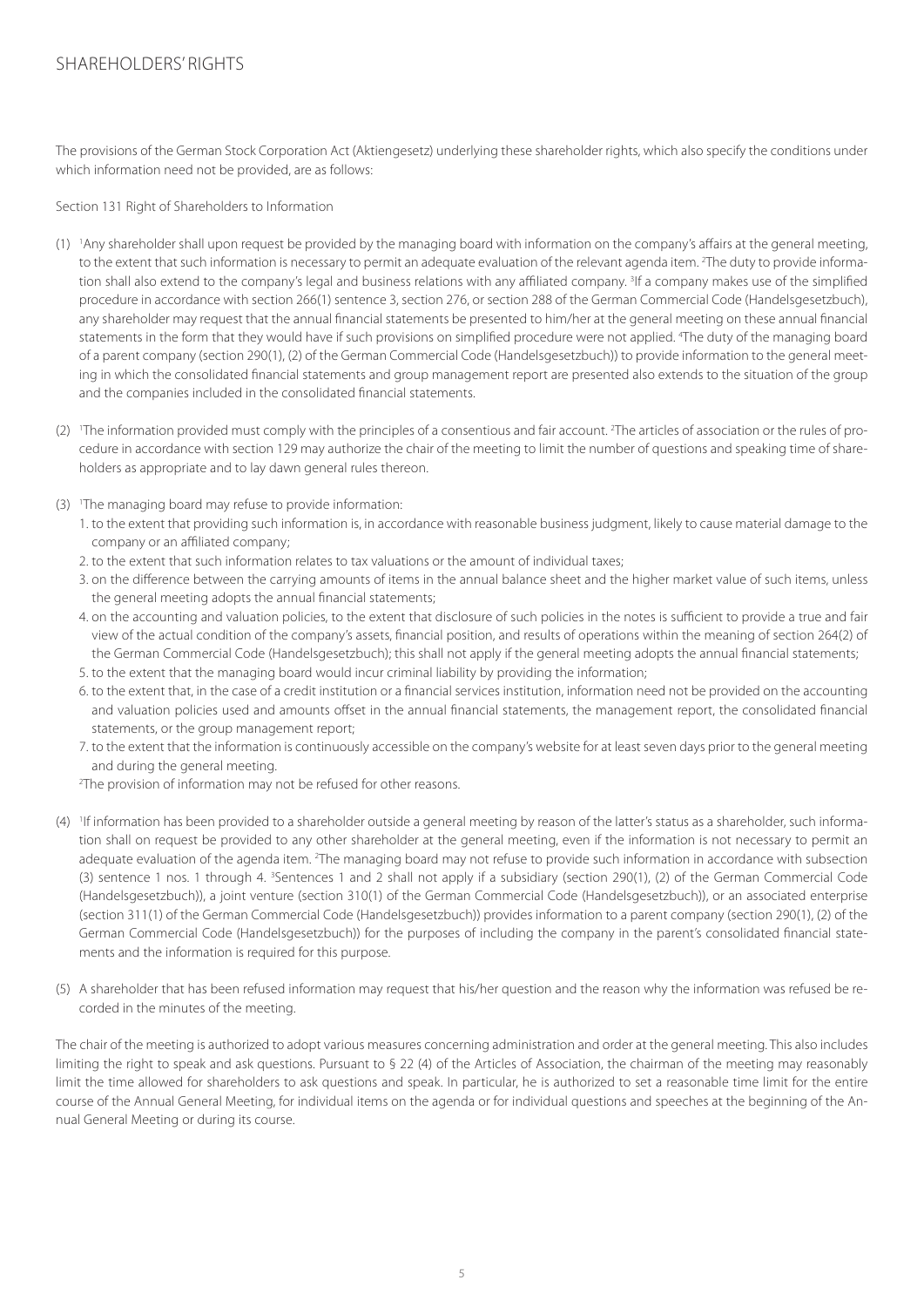## SHAREHOLDERS' RIGHTS

The provisions of the German Stock Corporation Act (Aktiengesetz) underlying these shareholder rights, which also specify the conditions under which information need not be provided, are as follows:

Section 131 Right of Shareholders to Information

(1) [1]Any shareholder shall upon request be provided by the managing board with information on the company's affairs at the general meeting, to the extent that such information is necessary to permit an adequate evaluation of the relevant agenda item. [2]The duty to provide information shall also extend to the company's legal and business relations with any affiliated company. [3]If a company makes use of the simplified procedure in accordance with section 266(1) sentence 3, section 276, or section 288 of the German Commercial Code (Handelsgesetzbuch), any shareholder may request that the annual financial statements be presented to him/her at the general meeting on these annual financial statements in the form that they would have if such provisions on simplified procedure were not applied. [4]The duty of the managing board of a parent company (section 290(1), (2) of the German Commercial Code (Handelsgesetzbuch)) to provide information to the general meeting in which the consolidated financial statements and group management report are presented also extends to the situation of the group and the companies included in the consolidated financial statements.

(2) [1]The information provided must comply with the principles of a consentious and fair account. [2]The articles of association or the rules of procedure in accordance with section 129 may authorize the chair of the meeting to limit the number of questions and speaking time of shareholders as appropriate and to lay dawn general rules thereon.

(3) [1]The managing board may refuse to provide information:
 1. to the extent that providing such information is, in accordance with reasonable business judgment, likely to cause material damage to the company or an affiliated company;
 2. to the extent that such information relates to tax valuations or the amount of individual taxes;
 3. on the difference between the carrying amounts of items in the annual balance sheet and the higher market value of such items, unless the general meeting adopts the annual financial statements;
 4. on the accounting and valuation policies, to the extent that disclosure of such policies in the notes is sufficient to provide a true and fair view of the actual condition of the company's assets, financial position, and results of operations within the meaning of section 264(2) of the German Commercial Code (Handelsgesetzbuch); this shall not apply if the general meeting adopts the annual financial statements;
 5. to the extent that the managing board would incur criminal liability by providing the information;
 6. to the extent that, in the case of a credit institution or a financial services institution, information need not be provided on the accounting and valuation policies used and amounts offset in the annual financial statements, the management report, the consolidated financial statements, or the group management report;
 7. to the extent that the information is continuously accessible on the company's website for at least seven days prior to the general meeting and during the general meeting.

 [2]The provision of information may not be refused for other reasons.

(4) [1]If information has been provided to a shareholder outside a general meeting by reason of the latter's status as a shareholder, such information shall on request be provided to any other shareholder at the general meeting, even if the information is not necessary to permit an adequate evaluation of the agenda item. [2]The managing board may not refuse to provide such information in accordance with subsection (3) sentence 1 nos. 1 through 4. [3]Sentences 1 and 2 shall not apply if a subsidiary (section 290(1), (2) of the German Commercial Code (Handelsgesetzbuch)), a joint venture (section 310(1) of the German Commercial Code (Handelsgesetzbuch)), or an associated enterprise (section 311(1) of the German Commercial Code (Handelsgesetzbuch)) provides information to a parent company (section 290(1), (2) of the German Commercial Code (Handelsgesetzbuch)) for the purposes of including the company in the parent's consolidated financial statements and the information is required for this purpose.

(5) A shareholder that has been refused information may request that his/her question and the reason why the information was refused be recorded in the minutes of the meeting.

The chair of the meeting is authorized to adopt various measures concerning administration and order at the general meeting. This also includes limiting the right to speak and ask questions. Pursuant to § 22 (4) of the Articles of Association, the chairman of the meeting may reasonably limit the time allowed for shareholders to ask questions and speak. In particular, he is authorized to set a reasonable time limit for the entire course of the Annual General Meeting, for individual items on the agenda or for individual questions and speeches at the beginning of the Annual General Meeting or during its course.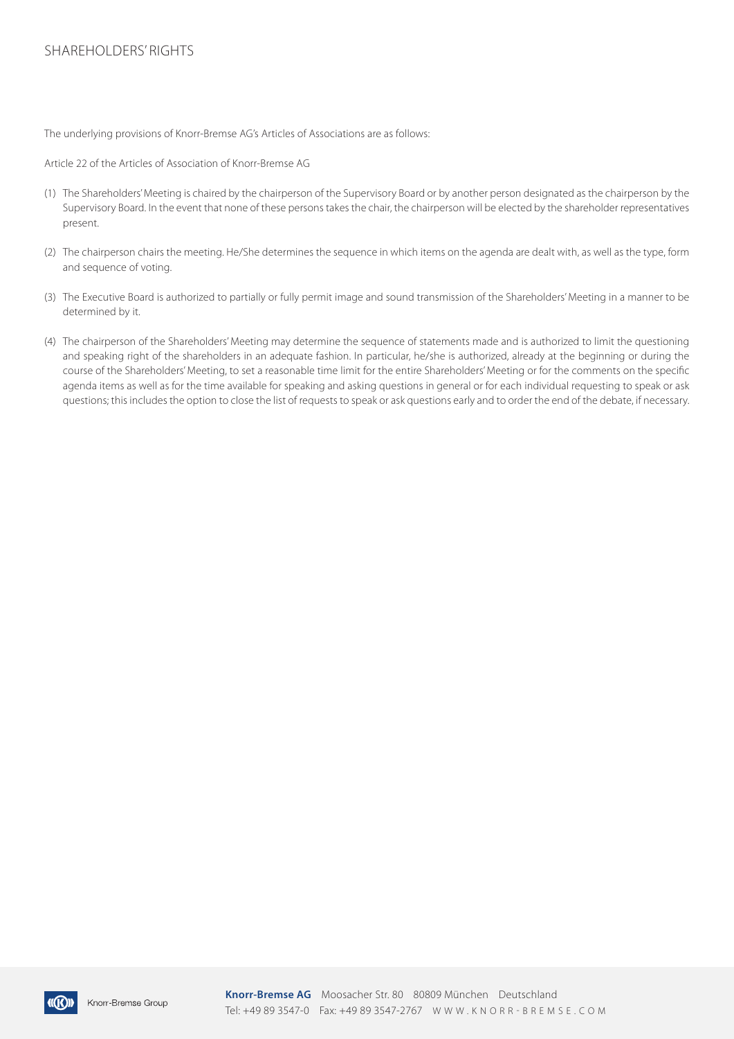# SHAREHOLDERS' RIGHTS

The underlying provisions of Knorr-Bremse AG's Articles of Associations are as follows:

Article 22 of the Articles of Association of Knorr-Bremse AG

(1) The Shareholders' Meeting is chaired by the chairperson of the Supervisory Board or by another person designated as the chairperson by the Supervisory Board. In the event that none of these persons takes the chair, the chairperson will be elected by the shareholder representatives present.

(2) The chairperson chairs the meeting. He/She determines the sequence in which items on the agenda are dealt with, as well as the type, form and sequence of voting.

(3) The Executive Board is authorized to partially or fully permit image and sound transmission of the Shareholders' Meeting in a manner to be determined by it.

(4) The chairperson of the Shareholders' Meeting may determine the sequence of statements made and is authorized to limit the questioning and speaking right of the shareholders in an adequate fashion. In particular, he/she is authorized, already at the beginning or during the course of the Shareholders' Meeting, to set a reasonable time limit for the entire Shareholders' Meeting or for the comments on the specific agenda items as well as for the time available for speaking and asking questions in general or for each individual requesting to speak or ask questions; this includes the option to close the list of requests to speak or ask questions early and to order the end of the debate, if necessary.